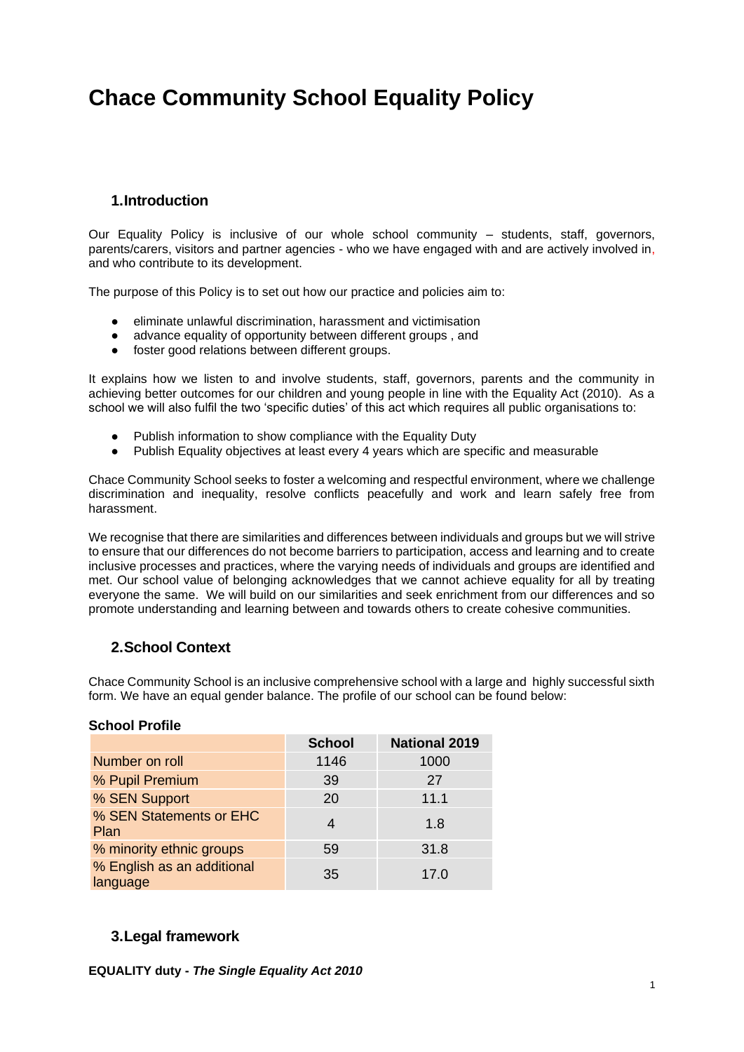# Chace Community School Equality Policy

## 1. Introduction

Our Equality Policy is inclusive of our whole school community – students, staff, governors, parents/carers, visitors and partner agencies - who we have engaged with and are actively involved in, and who contribute to its development.

The purpose of this Policy is to set out how our practice and policies aim to:

- eliminate unlawful discrimination, harassment and victimisation
- advance equality of opportunity between different groups , and
- foster good relations between different groups.

It explains how we listen to and involve students, staff, governors, parents and the community in achieving better outcomes for our children and young people in line with the Equality Act (2010). As a school we will also fulfil the two 'specific duties' of this act which requires all public organisations to:

- Publish information to show compliance with the Equality Duty
- Publish Equality objectives at least every 4 years which are specific and measurable

Chace Community School seeks to foster a welcoming and respectful environment, where we challenge discrimination and inequality, resolve conflicts peacefully and work and learn safely free from harassment.

We recognise that there are similarities and differences between individuals and groups but we will strive to ensure that our differences do not become barriers to participation, access and learning and to create inclusive processes and practices, where the varying needs of individuals and groups are identified and met. Our school value of belonging acknowledges that we cannot achieve equality for all by treating everyone the same. We will build on our similarities and seek enrichment from our differences and so promote understanding and learning between and towards others to create cohesive communities.

## 2. School Context

Chace Community School is an inclusive comprehensive school with a large and highly successful sixth form. We have an equal gender balance. The profile of our school can be found below:

**School Profile**

| | School | National 2019 |
|---|---|---|
| Number on roll | 1146 | 1000 |
| % Pupil Premium | 39 | 27 |
| % SEN Support | 20 | 11.1 |
| % SEN Statements or EHC Plan | 4 | 1.8 |
| % minority ethnic groups | 59 | 31.8 |
| % English as an additional language | 35 | 17.0 |

## 3. Legal framework

**EQUALITY duty -** ***The Single Equality Act 2010***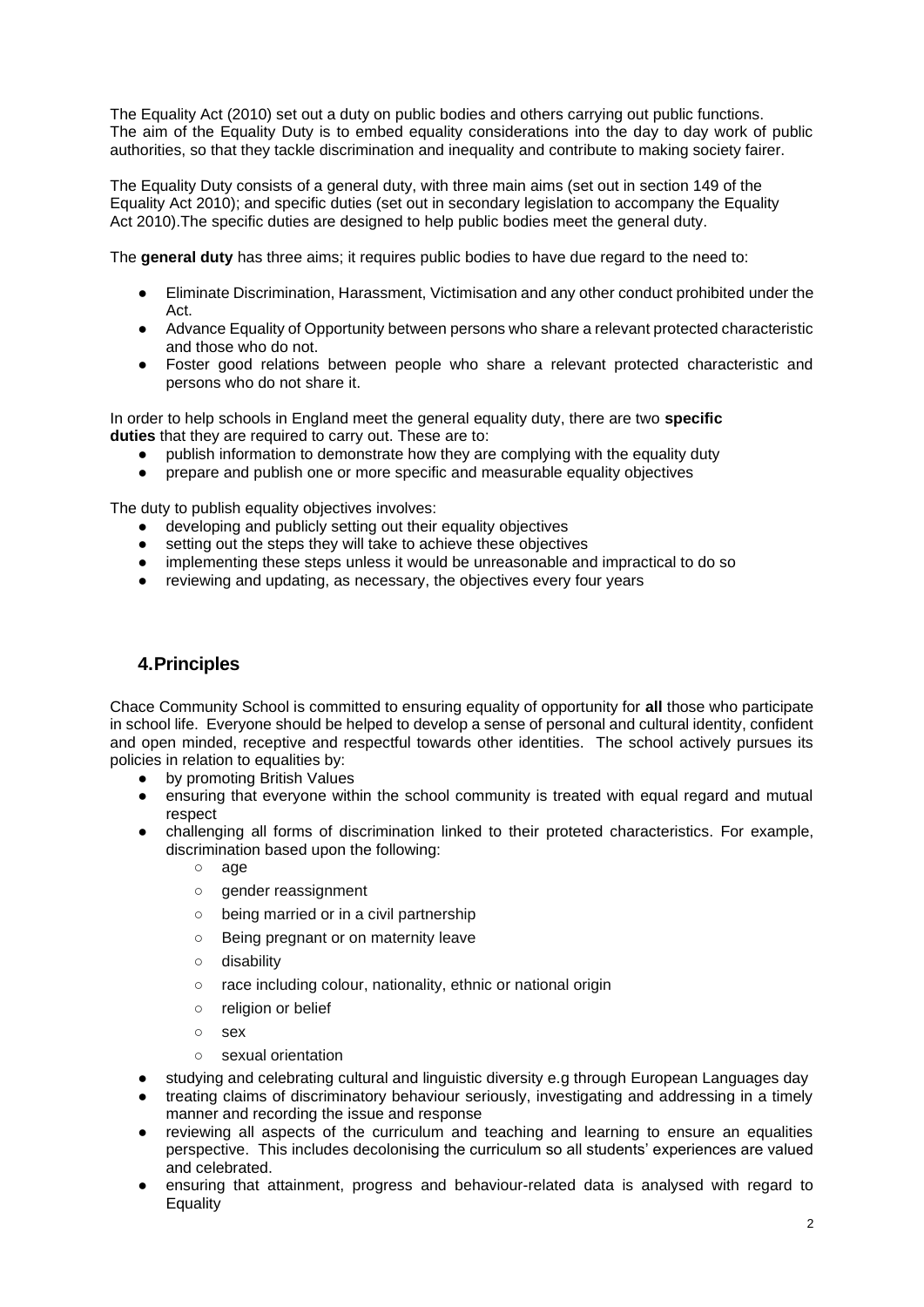The Equality Act (2010) set out a duty on public bodies and others carrying out public functions. The aim of the Equality Duty is to embed equality considerations into the day to day work of public authorities, so that they tackle discrimination and inequality and contribute to making society fairer.

The Equality Duty consists of a general duty, with three main aims (set out in section 149 of the Equality Act 2010); and specific duties (set out in secondary legislation to accompany the Equality Act 2010).The specific duties are designed to help public bodies meet the general duty.

The **general duty** has three aims; it requires public bodies to have due regard to the need to:

- Eliminate Discrimination, Harassment, Victimisation and any other conduct prohibited under the Act.
- Advance Equality of Opportunity between persons who share a relevant protected characteristic and those who do not.
- Foster good relations between people who share a relevant protected characteristic and persons who do not share it.

In order to help schools in England meet the general equality duty, there are two **specific duties** that they are required to carry out. These are to:

- publish information to demonstrate how they are complying with the equality duty
- prepare and publish one or more specific and measurable equality objectives

The duty to publish equality objectives involves:

- developing and publicly setting out their equality objectives
- setting out the steps they will take to achieve these objectives
- implementing these steps unless it would be unreasonable and impractical to do so
- reviewing and updating, as necessary, the objectives every four years

## 4.Principles

Chace Community School is committed to ensuring equality of opportunity for **all** those who participate in school life. Everyone should be helped to develop a sense of personal and cultural identity, confident and open minded, receptive and respectful towards other identities. The school actively pursues its policies in relation to equalities by:

- by promoting British Values
- ensuring that everyone within the school community is treated with equal regard and mutual respect
- challenging all forms of discrimination linked to their proteted characteristics. For example, discrimination based upon the following:
  - age
  - gender reassignment
  - being married or in a civil partnership
  - Being pregnant or on maternity leave
  - disability
  - race including colour, nationality, ethnic or national origin
  - religion or belief
  - sex
  - sexual orientation
- studying and celebrating cultural and linguistic diversity e.g through European Languages day
- treating claims of discriminatory behaviour seriously, investigating and addressing in a timely manner and recording the issue and response
- reviewing all aspects of the curriculum and teaching and learning to ensure an equalities perspective. This includes decolonising the curriculum so all students' experiences are valued and celebrated.
- ensuring that attainment, progress and behaviour-related data is analysed with regard to Equality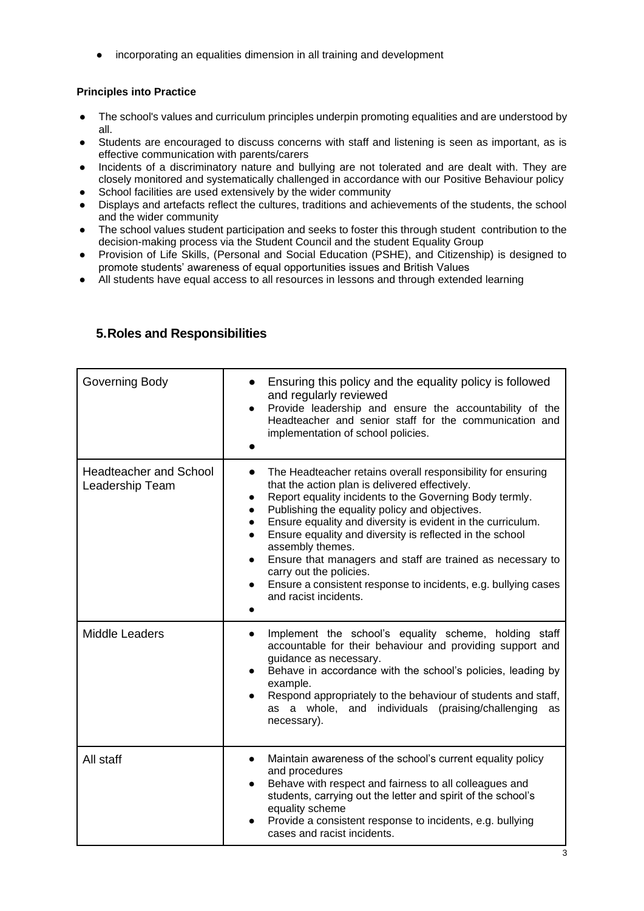- incorporating an equalities dimension in all training and development

**Principles into Practice**

- The school's values and curriculum principles underpin promoting equalities and are understood by all.
- Students are encouraged to discuss concerns with staff and listening is seen as important, as is effective communication with parents/carers
- Incidents of a discriminatory nature and bullying are not tolerated and are dealt with. They are closely monitored and systematically challenged in accordance with our Positive Behaviour policy
- School facilities are used extensively by the wider community
- Displays and artefacts reflect the cultures, traditions and achievements of the students, the school and the wider community
- The school values student participation and seeks to foster this through student contribution to the decision-making process via the Student Council and the student Equality Group
- Provision of Life Skills, (Personal and Social Education (PSHE), and Citizenship) is designed to promote students' awareness of equal opportunities issues and British Values
- All students have equal access to all resources in lessons and through extended learning

## 5. Roles and Responsibilities

| | |
|---|---|
| Governing Body | • Ensuring this policy and the equality policy is followed and regularly reviewed<br>• Provide leadership and ensure the accountability of the Headteacher and senior staff for the communication and implementation of school policies.<br>• |
| Headteacher and School Leadership Team | • The Headteacher retains overall responsibility for ensuring that the action plan is delivered effectively.<br>• Report equality incidents to the Governing Body termly.<br>• Publishing the equality policy and objectives.<br>• Ensure equality and diversity is evident in the curriculum.<br>• Ensure equality and diversity is reflected in the school assembly themes.<br>• Ensure that managers and staff are trained as necessary to carry out the policies.<br>• Ensure a consistent response to incidents, e.g. bullying cases and racist incidents.<br>• |
| Middle Leaders | • Implement the school's equality scheme, holding staff accountable for their behaviour and providing support and guidance as necessary.<br>• Behave in accordance with the school's policies, leading by example.<br>• Respond appropriately to the behaviour of students and staff, as a whole, and individuals (praising/challenging as necessary). |
| All staff | • Maintain awareness of the school's current equality policy and procedures<br>• Behave with respect and fairness to all colleagues and students, carrying out the letter and spirit of the school's equality scheme<br>• Provide a consistent response to incidents, e.g. bullying cases and racist incidents. |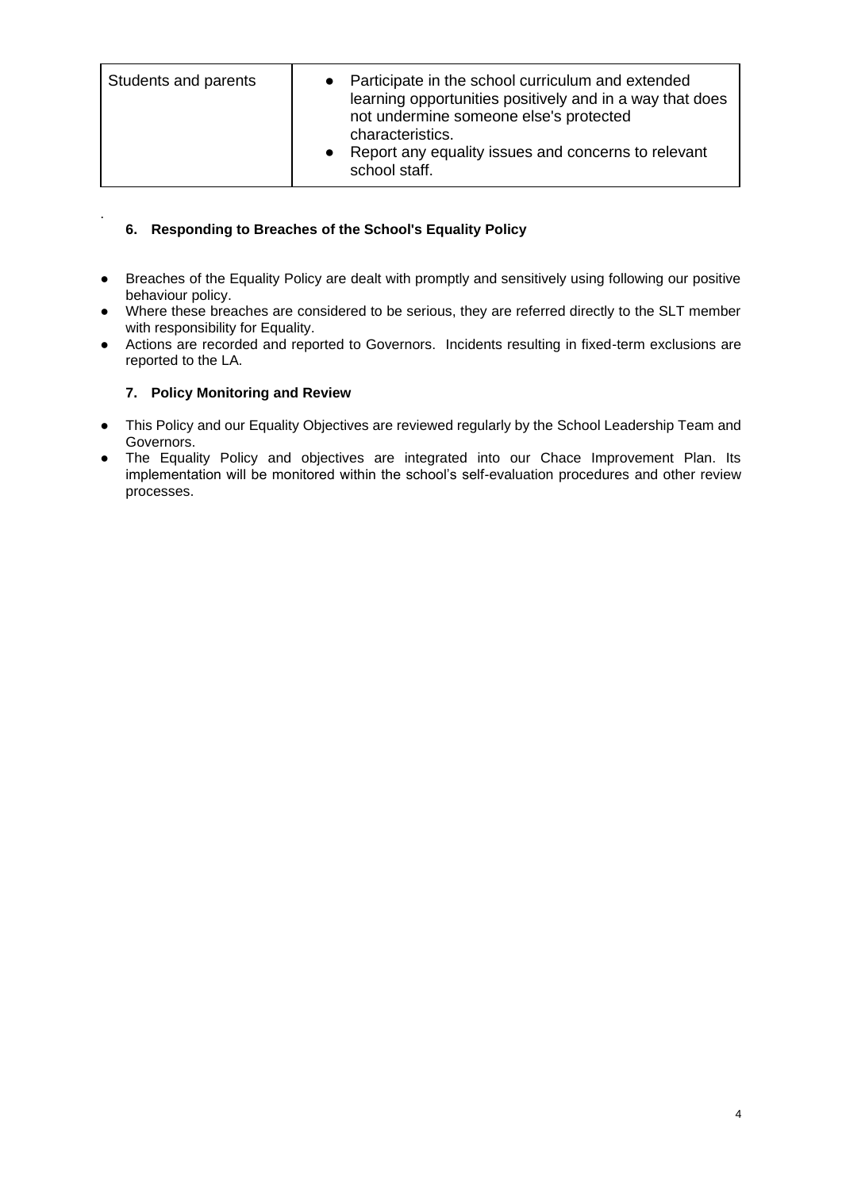| | |
|---|---|
| Students and parents | • Participate in the school curriculum and extended learning opportunities positively and in a way that does not undermine someone else's protected characteristics.<br>• Report any equality issues and concerns to relevant school staff. |

.

### 6. Responding to Breaches of the School's Equality Policy

- Breaches of the Equality Policy are dealt with promptly and sensitively using following our positive behaviour policy.
- Where these breaches are considered to be serious, they are referred directly to the SLT member with responsibility for Equality.
- Actions are recorded and reported to Governors. Incidents resulting in fixed-term exclusions are reported to the LA.

### 7. Policy Monitoring and Review

- This Policy and our Equality Objectives are reviewed regularly by the School Leadership Team and Governors.
- The Equality Policy and objectives are integrated into our Chace Improvement Plan. Its implementation will be monitored within the school's self-evaluation procedures and other review processes.